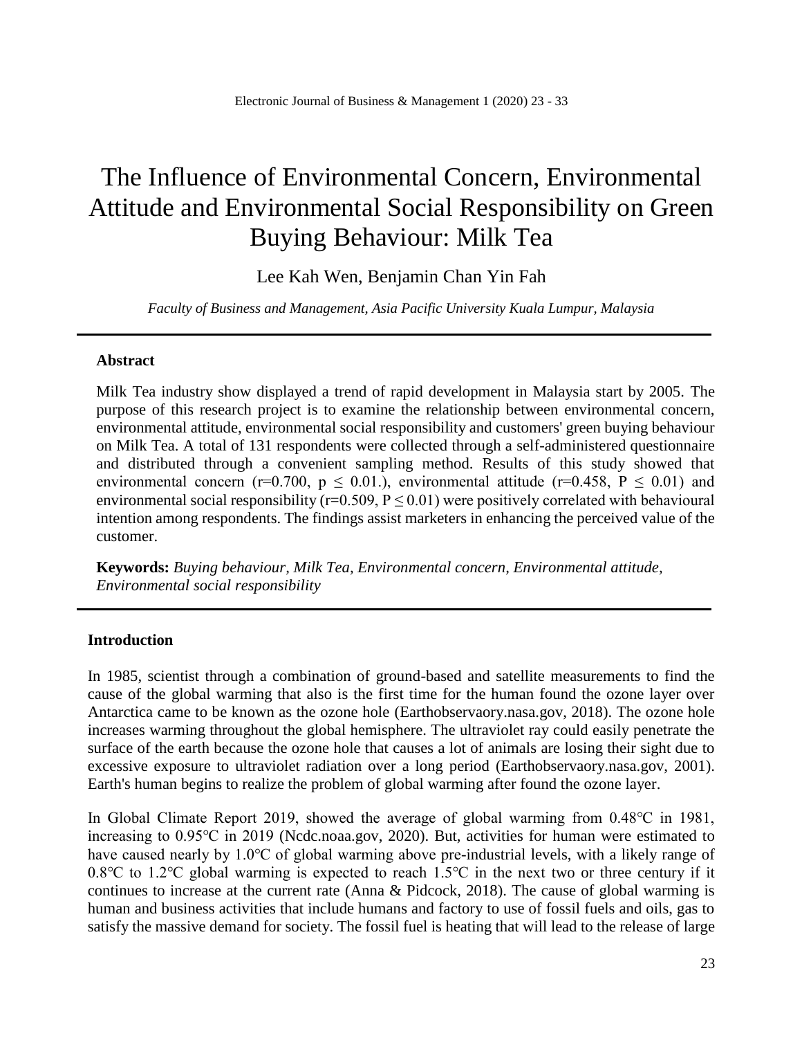# The Influence of Environmental Concern, Environmental Attitude and Environmental Social Responsibility on Green Buying Behaviour: Milk Tea

Lee Kah Wen, Benjamin Chan Yin Fah

*Faculty of Business and Management, Asia Pacific University Kuala Lumpur, Malaysia*

---

### Abstract

Milk Tea industry show displayed a trend of rapid development in Malaysia start by 2005. The purpose of this research project is to examine the relationship between environmental concern, environmental attitude, environmental social responsibility and customers' green buying behaviour on Milk Tea. A total of 131 respondents were collected through a self-administered questionnaire and distributed through a convenient sampling method. Results of this study showed that environmental concern ($r=0.700$, $p \leq 0.01$.), environmental attitude ($r=0.458$, $P \leq 0.01$) and environmental social responsibility ($r=0.509$, $P \leq 0.01$) were positively correlated with behavioural intention among respondents. The findings assist marketers in enhancing the perceived value of the customer.

**Keywords:** *Buying behaviour, Milk Tea, Environmental concern, Environmental attitude, Environmental social responsibility*

---

### Introduction

In 1985, scientist through a combination of ground-based and satellite measurements to find the cause of the global warming that also is the first time for the human found the ozone layer over Antarctica came to be known as the ozone hole (Earthobservaory.nasa.gov, 2018). The ozone hole increases warming throughout the global hemisphere. The ultraviolet ray could easily penetrate the surface of the earth because the ozone hole that causes a lot of animals are losing their sight due to excessive exposure to ultraviolet radiation over a long period (Earthobservaory.nasa.gov, 2001). Earth's human begins to realize the problem of global warming after found the ozone layer.

In Global Climate Report 2019, showed the average of global warming from 0.48℃ in 1981, increasing to 0.95℃ in 2019 (Ncdc.noaa.gov, 2020). But, activities for human were estimated to have caused nearly by 1.0℃ of global warming above pre-industrial levels, with a likely range of 0.8℃ to 1.2℃ global warming is expected to reach 1.5℃ in the next two or three century if it continues to increase at the current rate (Anna & Pidcock, 2018). The cause of global warming is human and business activities that include humans and factory to use of fossil fuels and oils, gas to satisfy the massive demand for society. The fossil fuel is heating that will lead to the release of large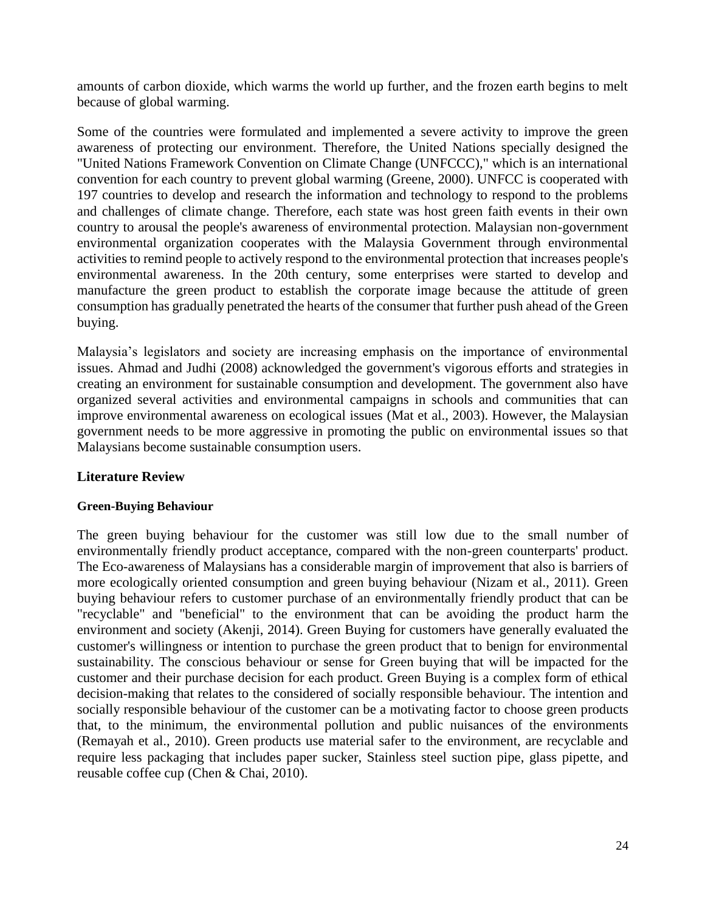amounts of carbon dioxide, which warms the world up further, and the frozen earth begins to melt because of global warming.

Some of the countries were formulated and implemented a severe activity to improve the green awareness of protecting our environment. Therefore, the United Nations specially designed the "United Nations Framework Convention on Climate Change (UNFCCC)," which is an international convention for each country to prevent global warming (Greene, 2000). UNFCC is cooperated with 197 countries to develop and research the information and technology to respond to the problems and challenges of climate change. Therefore, each state was host green faith events in their own country to arousal the people's awareness of environmental protection. Malaysian non-government environmental organization cooperates with the Malaysia Government through environmental activities to remind people to actively respond to the environmental protection that increases people's environmental awareness. In the 20th century, some enterprises were started to develop and manufacture the green product to establish the corporate image because the attitude of green consumption has gradually penetrated the hearts of the consumer that further push ahead of the Green buying.

Malaysia's legislators and society are increasing emphasis on the importance of environmental issues. Ahmad and Judhi (2008) acknowledged the government's vigorous efforts and strategies in creating an environment for sustainable consumption and development. The government also have organized several activities and environmental campaigns in schools and communities that can improve environmental awareness on ecological issues (Mat et al., 2003). However, the Malaysian government needs to be more aggressive in promoting the public on environmental issues so that Malaysians become sustainable consumption users.

## Literature Review

### Green-Buying Behaviour

The green buying behaviour for the customer was still low due to the small number of environmentally friendly product acceptance, compared with the non-green counterparts' product. The Eco-awareness of Malaysians has a considerable margin of improvement that also is barriers of more ecologically oriented consumption and green buying behaviour (Nizam et al., 2011). Green buying behaviour refers to customer purchase of an environmentally friendly product that can be "recyclable" and "beneficial" to the environment that can be avoiding the product harm the environment and society (Akenji, 2014). Green Buying for customers have generally evaluated the customer's willingness or intention to purchase the green product that to benign for environmental sustainability. The conscious behaviour or sense for Green buying that will be impacted for the customer and their purchase decision for each product. Green Buying is a complex form of ethical decision-making that relates to the considered of socially responsible behaviour. The intention and socially responsible behaviour of the customer can be a motivating factor to choose green products that, to the minimum, the environmental pollution and public nuisances of the environments (Remayah et al., 2010). Green products use material safer to the environment, are recyclable and require less packaging that includes paper sucker, Stainless steel suction pipe, glass pipette, and reusable coffee cup (Chen & Chai, 2010).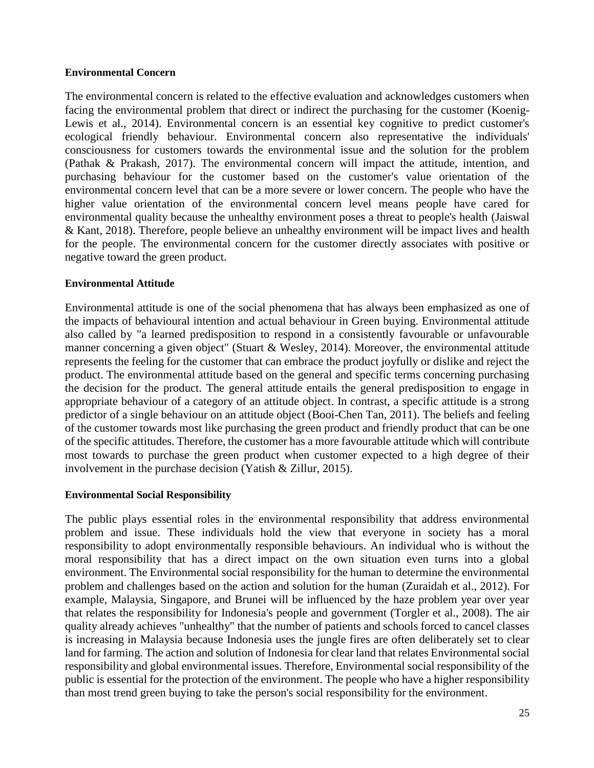**Environmental Concern**

The environmental concern is related to the effective evaluation and acknowledges customers when facing the environmental problem that direct or indirect the purchasing for the customer (Koenig-Lewis et al., 2014). Environmental concern is an essential key cognitive to predict customer's ecological friendly behaviour. Environmental concern also representative the individuals' consciousness for customers towards the environmental issue and the solution for the problem (Pathak & Prakash, 2017). The environmental concern will impact the attitude, intention, and purchasing behaviour for the customer based on the customer's value orientation of the environmental concern level that can be a more severe or lower concern. The people who have the higher value orientation of the environmental concern level means people have cared for environmental quality because the unhealthy environment poses a threat to people's health (Jaiswal & Kant, 2018). Therefore, people believe an unhealthy environment will be impact lives and health for the people. The environmental concern for the customer directly associates with positive or negative toward the green product.

**Environmental Attitude**

Environmental attitude is one of the social phenomena that has always been emphasized as one of the impacts of behavioural intention and actual behaviour in Green buying. Environmental attitude also called by "a learned predisposition to respond in a consistently favourable or unfavourable manner concerning a given object" (Stuart & Wesley, 2014). Moreover, the environmental attitude represents the feeling for the customer that can embrace the product joyfully or dislike and reject the product. The environmental attitude based on the general and specific terms concerning purchasing the decision for the product. The general attitude entails the general predisposition to engage in appropriate behaviour of a category of an attitude object. In contrast, a specific attitude is a strong predictor of a single behaviour on an attitude object (Booi-Chen Tan, 2011). The beliefs and feeling of the customer towards most like purchasing the green product and friendly product that can be one of the specific attitudes. Therefore, the customer has a more favourable attitude which will contribute most towards to purchase the green product when customer expected to a high degree of their involvement in the purchase decision (Yatish & Zillur, 2015).

**Environmental Social Responsibility**

The public plays essential roles in the environmental responsibility that address environmental problem and issue. These individuals hold the view that everyone in society has a moral responsibility to adopt environmentally responsible behaviours. An individual who is without the moral responsibility that has a direct impact on the own situation even turns into a global environment. The Environmental social responsibility for the human to determine the environmental problem and challenges based on the action and solution for the human (Zuraidah et al., 2012). For example, Malaysia, Singapore, and Brunei will be influenced by the haze problem year over year that relates the responsibility for Indonesia's people and government (Torgler et al., 2008). The air quality already achieves "unhealthy" that the number of patients and schools forced to cancel classes is increasing in Malaysia because Indonesia uses the jungle fires are often deliberately set to clear land for farming. The action and solution of Indonesia for clear land that relates Environmental social responsibility and global environmental issues. Therefore, Environmental social responsibility of the public is essential for the protection of the environment. The people who have a higher responsibility than most trend green buying to take the person's social responsibility for the environment.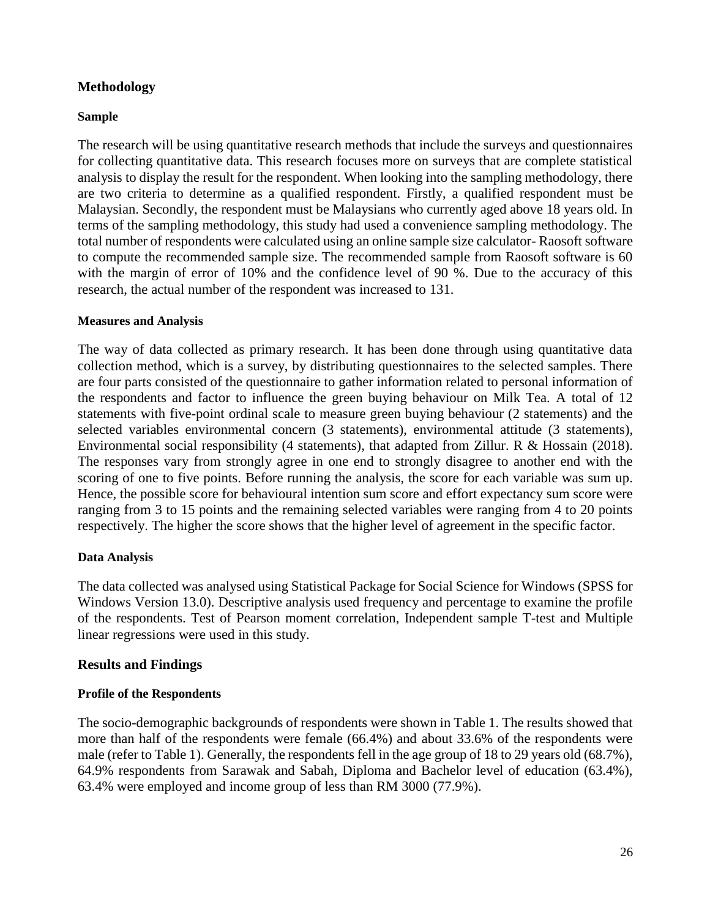## Methodology

### Sample

The research will be using quantitative research methods that include the surveys and questionnaires for collecting quantitative data. This research focuses more on surveys that are complete statistical analysis to display the result for the respondent. When looking into the sampling methodology, there are two criteria to determine as a qualified respondent. Firstly, a qualified respondent must be Malaysian. Secondly, the respondent must be Malaysians who currently aged above 18 years old. In terms of the sampling methodology, this study had used a convenience sampling methodology. The total number of respondents were calculated using an online sample size calculator- Raosoft software to compute the recommended sample size. The recommended sample from Raosoft software is 60 with the margin of error of 10% and the confidence level of 90 %. Due to the accuracy of this research, the actual number of the respondent was increased to 131.

### Measures and Analysis

The way of data collected as primary research. It has been done through using quantitative data collection method, which is a survey, by distributing questionnaires to the selected samples. There are four parts consisted of the questionnaire to gather information related to personal information of the respondents and factor to influence the green buying behaviour on Milk Tea. A total of 12 statements with five-point ordinal scale to measure green buying behaviour (2 statements) and the selected variables environmental concern (3 statements), environmental attitude (3 statements), Environmental social responsibility (4 statements), that adapted from Zillur. R & Hossain (2018). The responses vary from strongly agree in one end to strongly disagree to another end with the scoring of one to five points. Before running the analysis, the score for each variable was sum up. Hence, the possible score for behavioural intention sum score and effort expectancy sum score were ranging from 3 to 15 points and the remaining selected variables were ranging from 4 to 20 points respectively. The higher the score shows that the higher level of agreement in the specific factor.

### Data Analysis

The data collected was analysed using Statistical Package for Social Science for Windows (SPSS for Windows Version 13.0). Descriptive analysis used frequency and percentage to examine the profile of the respondents. Test of Pearson moment correlation, Independent sample T-test and Multiple linear regressions were used in this study.

## Results and Findings

### Profile of the Respondents

The socio-demographic backgrounds of respondents were shown in Table 1. The results showed that more than half of the respondents were female (66.4%) and about 33.6% of the respondents were male (refer to Table 1). Generally, the respondents fell in the age group of 18 to 29 years old (68.7%), 64.9% respondents from Sarawak and Sabah, Diploma and Bachelor level of education (63.4%), 63.4% were employed and income group of less than RM 3000 (77.9%).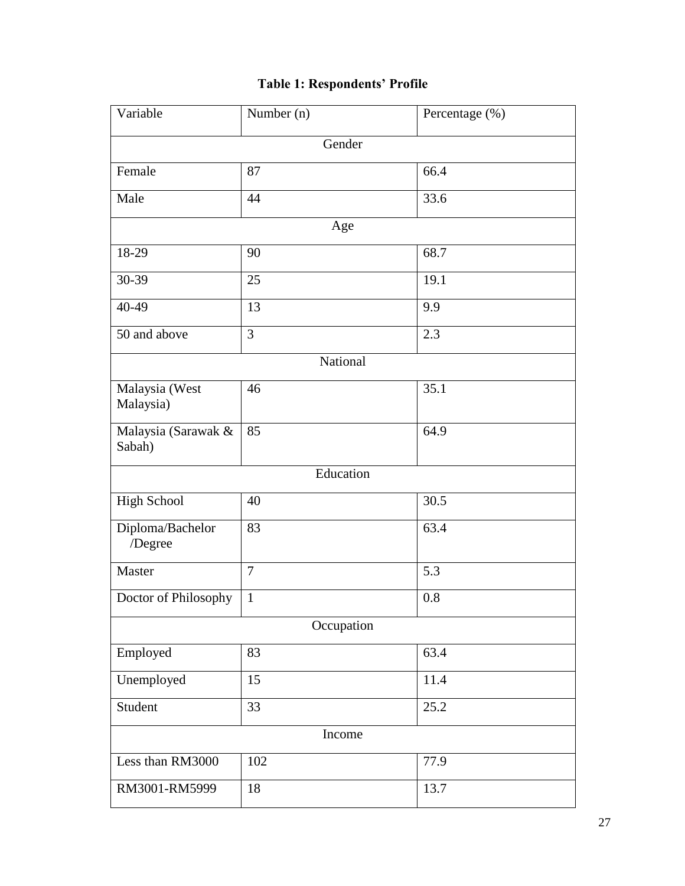**Table 1: Respondents' Profile**

| Variable | Number (n) | Percentage (%) |
| --- | --- | --- |
| Gender | | |
| Female | 87 | 66.4 |
| Male | 44 | 33.6 |
| Age | | |
| 18-29 | 90 | 68.7 |
| 30-39 | 25 | 19.1 |
| 40-49 | 13 | 9.9 |
| 50 and above | 3 | 2.3 |
| National | | |
| Malaysia (West Malaysia) | 46 | 35.1 |
| Malaysia (Sarawak & Sabah) | 85 | 64.9 |
| Education | | |
| High School | 40 | 30.5 |
| Diploma/Bachelor /Degree | 83 | 63.4 |
| Master | 7 | 5.3 |
| Doctor of Philosophy | 1 | 0.8 |
| Occupation | | |
| Employed | 83 | 63.4 |
| Unemployed | 15 | 11.4 |
| Student | 33 | 25.2 |
| Income | | |
| Less than RM3000 | 102 | 77.9 |
| RM3001-RM5999 | 18 | 13.7 |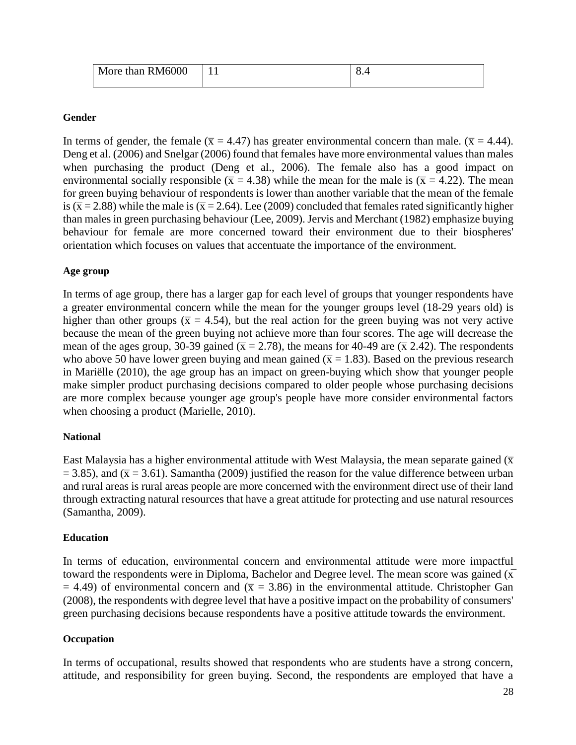| More than RM6000 | 11 | 8.4 |
|---|---|---|

**Gender**

In terms of gender, the female ($\bar{x}$ = 4.47) has greater environmental concern than male. ($\bar{x}$ = 4.44). Deng et al. (2006) and Snelgar (2006) found that females have more environmental values than males when purchasing the product (Deng et al., 2006). The female also has a good impact on environmental socially responsible ($\bar{x}$ = 4.38) while the mean for the male is ($\bar{x}$ = 4.22). The mean for green buying behaviour of respondents is lower than another variable that the mean of the female is ($\bar{x}$ = 2.88) while the male is ($\bar{x}$ = 2.64). Lee (2009) concluded that females rated significantly higher than males in green purchasing behaviour (Lee, 2009). Jervis and Merchant (1982) emphasize buying behaviour for female are more concerned toward their environment due to their biospheres' orientation which focuses on values that accentuate the importance of the environment.

**Age group**

In terms of age group, there has a larger gap for each level of groups that younger respondents have a greater environmental concern while the mean for the younger groups level (18-29 years old) is higher than other groups ($\bar{x}$ = 4.54), but the real action for the green buying was not very active because the mean of the green buying not achieve more than four scores. The age will decrease the mean of the ages group, 30-39 gained ($\bar{x}$ = 2.78), the means for 40-49 are ($\bar{x}$ 2.42). The respondents who above 50 have lower green buying and mean gained ($\bar{x}$ = 1.83). Based on the previous research in Mariëlle (2010), the age group has an impact on green-buying which show that younger people make simpler product purchasing decisions compared to older people whose purchasing decisions are more complex because younger age group's people have more consider environmental factors when choosing a product (Marielle, 2010).

**National**

East Malaysia has a higher environmental attitude with West Malaysia, the mean separate gained ($\bar{x}$ = 3.85), and ($\bar{x}$ = 3.61). Samantha (2009) justified the reason for the value difference between urban and rural areas is rural areas people are more concerned with the environment direct use of their land through extracting natural resources that have a great attitude for protecting and use natural resources (Samantha, 2009).

**Education**

In terms of education, environmental concern and environmental attitude were more impactful toward the respondents were in Diploma, Bachelor and Degree level. The mean score was gained ($\bar{x}$ = 4.49) of environmental concern and ($\bar{x}$ = 3.86) in the environmental attitude. Christopher Gan (2008), the respondents with degree level that have a positive impact on the probability of consumers' green purchasing decisions because respondents have a positive attitude towards the environment.

**Occupation**

In terms of occupational, results showed that respondents who are students have a strong concern, attitude, and responsibility for green buying. Second, the respondents are employed that have a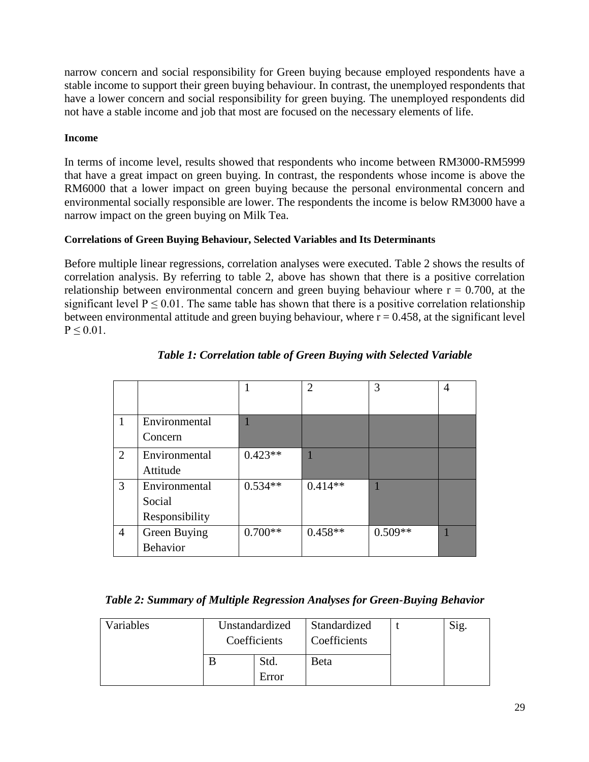narrow concern and social responsibility for Green buying because employed respondents have a stable income to support their green buying behaviour. In contrast, the unemployed respondents that have a lower concern and social responsibility for green buying. The unemployed respondents did not have a stable income and job that most are focused on the necessary elements of life.

**Income**

In terms of income level, results showed that respondents who income between RM3000-RM5999 that have a great impact on green buying. In contrast, the respondents whose income is above the RM6000 that a lower impact on green buying because the personal environmental concern and environmental socially responsible are lower. The respondents the income is below RM3000 have a narrow impact on the green buying on Milk Tea.

**Correlations of Green Buying Behaviour, Selected Variables and Its Determinants**

Before multiple linear regressions, correlation analyses were executed. Table 2 shows the results of correlation analysis. By referring to table 2, above has shown that there is a positive correlation relationship between environmental concern and green buying behaviour where $r = 0.700$, at the significant level $P \leq 0.01$. The same table has shown that there is a positive correlation relationship between environmental attitude and green buying behaviour, where $r = 0.458$, at the significant level $P \leq 0.01$.

***Table 1: Correlation table of Green Buying with Selected Variable***

| | | 1 | 2 | 3 | 4 |
|---|---|---|---|---|---|
| 1 | Environmental Concern | 1 | | | |
| 2 | Environmental Attitude | 0.423** | 1 | | |
| 3 | Environmental Social Responsibility | 0.534** | 0.414** | 1 | |
| 4 | Green Buying Behavior | 0.700** | 0.458** | 0.509** | 1 |

***Table 2: Summary of Multiple Regression Analyses for Green-Buying Behavior***

| Variables | Unstandardized Coefficients | | Standardized Coefficients | t | Sig. |
|---|---|---|---|---|---|
| | B | Std. Error | Beta | | |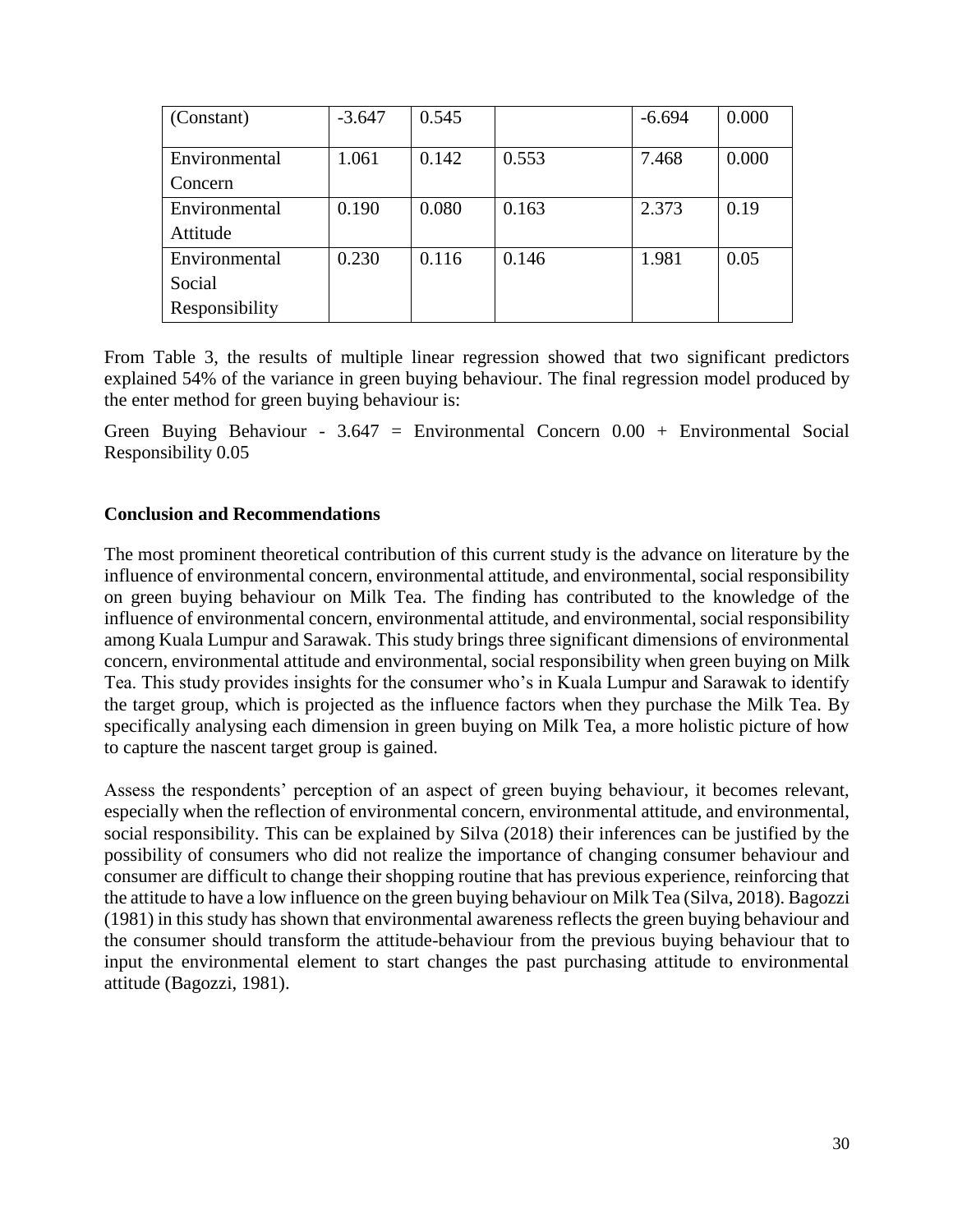| (Constant) | -3.647 | 0.545 | | -6.694 | 0.000 |
|---|---|---|---|---|---|
| Environmental Concern | 1.061 | 0.142 | 0.553 | 7.468 | 0.000 |
| Environmental Attitude | 0.190 | 0.080 | 0.163 | 2.373 | 0.19 |
| Environmental Social Responsibility | 0.230 | 0.116 | 0.146 | 1.981 | 0.05 |

From Table 3, the results of multiple linear regression showed that two significant predictors explained 54% of the variance in green buying behaviour. The final regression model produced by the enter method for green buying behaviour is:

Green Buying Behaviour - 3.647 = Environmental Concern 0.00 + Environmental Social Responsibility 0.05

**Conclusion and Recommendations**

The most prominent theoretical contribution of this current study is the advance on literature by the influence of environmental concern, environmental attitude, and environmental, social responsibility on green buying behaviour on Milk Tea. The finding has contributed to the knowledge of the influence of environmental concern, environmental attitude, and environmental, social responsibility among Kuala Lumpur and Sarawak. This study brings three significant dimensions of environmental concern, environmental attitude and environmental, social responsibility when green buying on Milk Tea. This study provides insights for the consumer who's in Kuala Lumpur and Sarawak to identify the target group, which is projected as the influence factors when they purchase the Milk Tea. By specifically analysing each dimension in green buying on Milk Tea, a more holistic picture of how to capture the nascent target group is gained.

Assess the respondents' perception of an aspect of green buying behaviour, it becomes relevant, especially when the reflection of environmental concern, environmental attitude, and environmental, social responsibility. This can be explained by Silva (2018) their inferences can be justified by the possibility of consumers who did not realize the importance of changing consumer behaviour and consumer are difficult to change their shopping routine that has previous experience, reinforcing that the attitude to have a low influence on the green buying behaviour on Milk Tea (Silva, 2018). Bagozzi (1981) in this study has shown that environmental awareness reflects the green buying behaviour and the consumer should transform the attitude-behaviour from the previous buying behaviour that to input the environmental element to start changes the past purchasing attitude to environmental attitude (Bagozzi, 1981).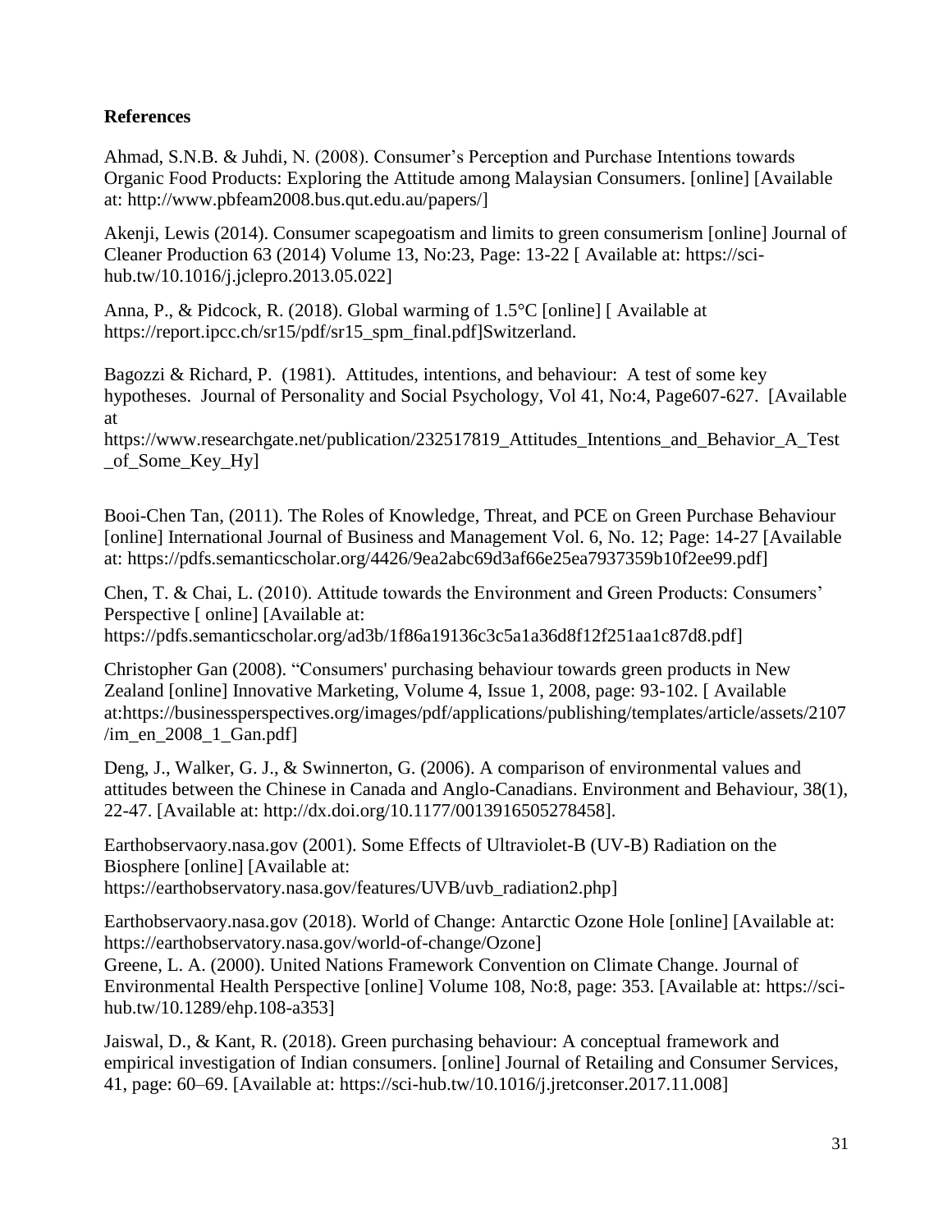**References**

Ahmad, S.N.B. & Juhdi, N. (2008). Consumer's Perception and Purchase Intentions towards Organic Food Products: Exploring the Attitude among Malaysian Consumers. [online] [Available at: http://www.pbfeam2008.bus.qut.edu.au/papers/]

Akenji, Lewis (2014). Consumer scapegoatism and limits to green consumerism [online] Journal of Cleaner Production 63 (2014) Volume 13, No:23, Page: 13-22 [ Available at: https://sci-hub.tw/10.1016/j.jclepro.2013.05.022]

Anna, P., & Pidcock, R. (2018). Global warming of 1.5°C [online] [ Available at https://report.ipcc.ch/sr15/pdf/sr15_spm_final.pdf]Switzerland.

Bagozzi & Richard, P. (1981). Attitudes, intentions, and behaviour: A test of some key hypotheses. Journal of Personality and Social Psychology, Vol 41, No:4, Page607-627. [Available at https://www.researchgate.net/publication/232517819_Attitudes_Intentions_and_Behavior_A_Test_of_Some_Key_Hy]

Booi-Chen Tan, (2011). The Roles of Knowledge, Threat, and PCE on Green Purchase Behaviour [online] International Journal of Business and Management Vol. 6, No. 12; Page: 14-27 [Available at: https://pdfs.semanticscholar.org/4426/9ea2abc69d3af66e25ea7937359b10f2ee99.pdf]

Chen, T. & Chai, L. (2010). Attitude towards the Environment and Green Products: Consumers' Perspective [ online] [Available at: https://pdfs.semanticscholar.org/ad3b/1f86a19136c3c5a1a36d8f12f251aa1c87d8.pdf]

Christopher Gan (2008). "Consumers' purchasing behaviour towards green products in New Zealand [online] Innovative Marketing, Volume 4, Issue 1, 2008, page: 93-102. [ Available at:https://businessperspectives.org/images/pdf/applications/publishing/templates/article/assets/2107/im_en_2008_1_Gan.pdf]

Deng, J., Walker, G. J., & Swinnerton, G. (2006). A comparison of environmental values and attitudes between the Chinese in Canada and Anglo-Canadians. Environment and Behaviour, 38(1), 22-47. [Available at: http://dx.doi.org/10.1177/0013916505278458].

Earthobservaory.nasa.gov (2001). Some Effects of Ultraviolet-B (UV-B) Radiation on the Biosphere [online] [Available at: https://earthobservatory.nasa.gov/features/UVB/uvb_radiation2.php]

Earthobservaory.nasa.gov (2018). World of Change: Antarctic Ozone Hole [online] [Available at: https://earthobservatory.nasa.gov/world-of-change/Ozone]

Greene, L. A. (2000). United Nations Framework Convention on Climate Change. Journal of Environmental Health Perspective [online] Volume 108, No:8, page: 353. [Available at: https://sci-hub.tw/10.1289/ehp.108-a353]

Jaiswal, D., & Kant, R. (2018). Green purchasing behaviour: A conceptual framework and empirical investigation of Indian consumers. [online] Journal of Retailing and Consumer Services, 41, page: 60–69. [Available at: https://sci-hub.tw/10.1016/j.jretconser.2017.11.008]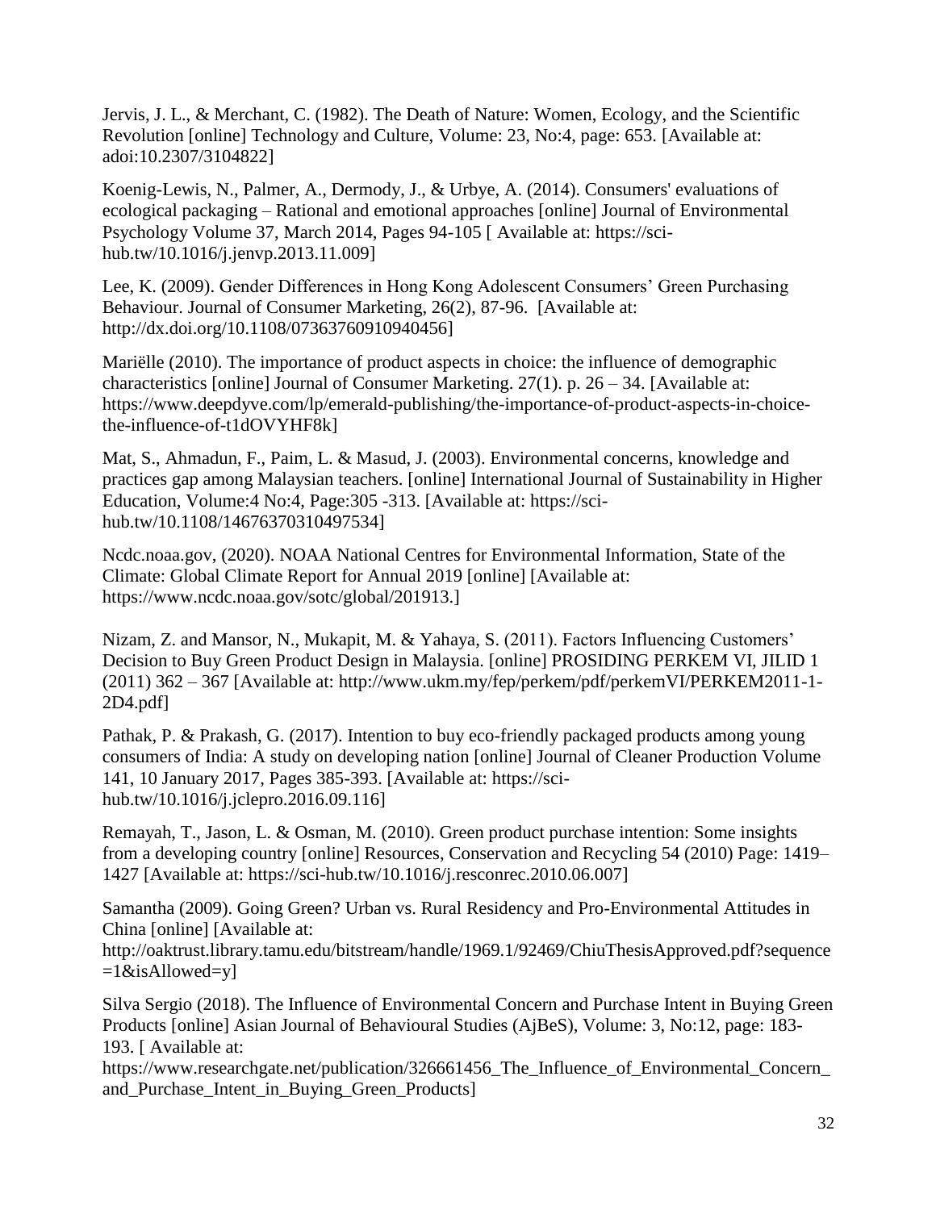Jervis, J. L., & Merchant, C. (1982). The Death of Nature: Women, Ecology, and the Scientific Revolution [online] Technology and Culture, Volume: 23, No:4, page: 653. [Available at: adoi:10.2307/3104822]

Koenig-Lewis, N., Palmer, A., Dermody, J., & Urbye, A. (2014). Consumers' evaluations of ecological packaging – Rational and emotional approaches [online] Journal of Environmental Psychology Volume 37, March 2014, Pages 94-105 [ Available at: https://sci-hub.tw/10.1016/j.jenvp.2013.11.009]

Lee, K. (2009). Gender Differences in Hong Kong Adolescent Consumers' Green Purchasing Behaviour. Journal of Consumer Marketing, 26(2), 87-96. [Available at: http://dx.doi.org/10.1108/07363760910940456]

Mariëlle (2010). The importance of product aspects in choice: the influence of demographic characteristics [online] Journal of Consumer Marketing. 27(1). p. 26 – 34. [Available at: https://www.deepdyve.com/lp/emerald-publishing/the-importance-of-product-aspects-in-choice-the-influence-of-t1dOVYHF8k]

Mat, S., Ahmadun, F., Paim, L. & Masud, J. (2003). Environmental concerns, knowledge and practices gap among Malaysian teachers. [online] International Journal of Sustainability in Higher Education, Volume:4 No:4, Page:305 -313. [Available at: https://sci-hub.tw/10.1108/14676370310497534]

Ncdc.noaa.gov, (2020). NOAA National Centres for Environmental Information, State of the Climate: Global Climate Report for Annual 2019 [online] [Available at: https://www.ncdc.noaa.gov/sotc/global/201913.]

Nizam, Z. and Mansor, N., Mukapit, M. & Yahaya, S. (2011). Factors Influencing Customers' Decision to Buy Green Product Design in Malaysia. [online] PROSIDING PERKEM VI, JILID 1 (2011) 362 – 367 [Available at: http://www.ukm.my/fep/perkem/pdf/perkemVI/PERKEM2011-1-2D4.pdf]

Pathak, P. & Prakash, G. (2017). Intention to buy eco-friendly packaged products among young consumers of India: A study on developing nation [online] Journal of Cleaner Production Volume 141, 10 January 2017, Pages 385-393. [Available at: https://sci-hub.tw/10.1016/j.jclepro.2016.09.116]

Remayah, T., Jason, L. & Osman, M. (2010). Green product purchase intention: Some insights from a developing country [online] Resources, Conservation and Recycling 54 (2010) Page: 1419–1427 [Available at: https://sci-hub.tw/10.1016/j.resconrec.2010.06.007]

Samantha (2009). Going Green? Urban vs. Rural Residency and Pro-Environmental Attitudes in China [online] [Available at: http://oaktrust.library.tamu.edu/bitstream/handle/1969.1/92469/ChiuThesisApproved.pdf?sequence=1&isAllowed=y]

Silva Sergio (2018). The Influence of Environmental Concern and Purchase Intent in Buying Green Products [online] Asian Journal of Behavioural Studies (AjBeS), Volume: 3, No:12, page: 183-193. [ Available at: https://www.researchgate.net/publication/326661456_The_Influence_of_Environmental_Concern_and_Purchase_Intent_in_Buying_Green_Products]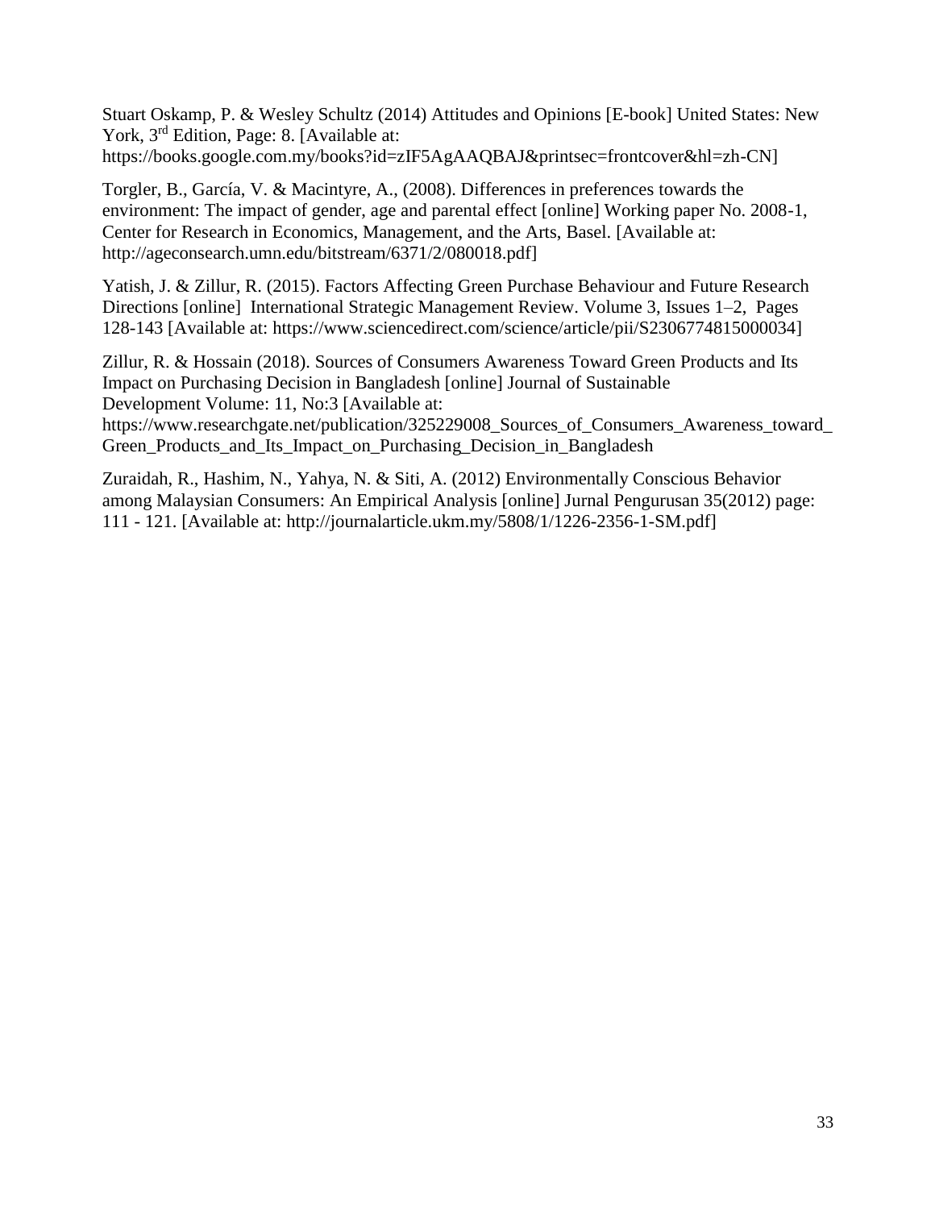Stuart Oskamp, P. & Wesley Schultz (2014) Attitudes and Opinions [E-book] United States: New York, 3rd Edition, Page: 8. [Available at: https://books.google.com.my/books?id=zIF5AgAAQBAJ&printsec=frontcover&hl=zh-CN]

Torgler, B., García, V. & Macintyre, A., (2008). Differences in preferences towards the environment: The impact of gender, age and parental effect [online] Working paper No. 2008-1, Center for Research in Economics, Management, and the Arts, Basel. [Available at: http://ageconsearch.umn.edu/bitstream/6371/2/080018.pdf]

Yatish, J. & Zillur, R. (2015). Factors Affecting Green Purchase Behaviour and Future Research Directions [online] International Strategic Management Review. Volume 3, Issues 1–2, Pages 128-143 [Available at: https://www.sciencedirect.com/science/article/pii/S2306774815000034]

Zillur, R. & Hossain (2018). Sources of Consumers Awareness Toward Green Products and Its Impact on Purchasing Decision in Bangladesh [online] Journal of Sustainable Development Volume: 11, No:3 [Available at: https://www.researchgate.net/publication/325229008_Sources_of_Consumers_Awareness_toward_Green_Products_and_Its_Impact_on_Purchasing_Decision_in_Bangladesh

Zuraidah, R., Hashim, N., Yahya, N. & Siti, A. (2012) Environmentally Conscious Behavior among Malaysian Consumers: An Empirical Analysis [online] Jurnal Pengurusan 35(2012) page: 111 - 121. [Available at: http://journalarticle.ukm.my/5808/1/1226-2356-1-SM.pdf]